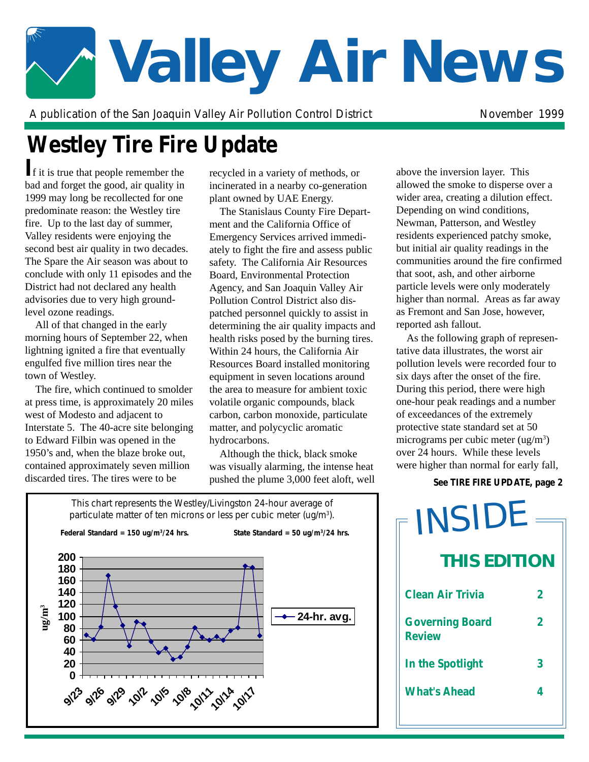# Valley Air News

A publication of the San Joaquin Valley Air Pollution Control District

November 1999

## Westley Tire Fire Update

If it is true that people remember the bad and forget the good, air quality in 1999 may long be recollected for one predominate reason: the Westley tire fire. Up to the last day of summer, Valley residents were enjoying the second best air quality in two decades. The Spare the Air season was about to conclude with only 11 episodes and the District had not declared any health advisories due to very high ground-level ozone readings.

All of that changed in the early morning hours of September 22, when lightning ignited a fire that eventually engulfed five million tires near the town of Westley.

The fire, which continued to smolder at press time, is approximately 20 miles west of Modesto and adjacent to Interstate 5. The 40-acre site belonging to Edward Filbin was opened in the 1950's and, when the blaze broke out, contained approximately seven million discarded tires. The tires were to be recycled in a variety of methods, or incinerated in a nearby co-generation plant owned by UAE Energy.

The Stanislaus County Fire Department and the California Office of Emergency Services arrived immediately to fight the fire and assess public safety. The California Air Resources Board, Environmental Protection Agency, and San Joaquin Valley Air Pollution Control District also dispatched personnel quickly to assist in determining the air quality impacts and health risks posed by the burning tires. Within 24 hours, the California Air Resources Board installed monitoring equipment in seven locations around the area to measure for ambient toxic volatile organic compounds, black carbon, carbon monoxide, particulate matter, and polycyclic aromatic hydrocarbons.

Although the thick, black smoke was visually alarming, the intense heat pushed the plume 3,000 feet aloft, well above the inversion layer. This allowed the smoke to disperse over a wider area, creating a dilution effect. Depending on wind conditions, Newman, Patterson, and Westley residents experienced patchy smoke, but initial air quality readings in the communities around the fire confirmed that soot, ash, and other airborne particle levels were only moderately higher than normal. Areas as far away as Fremont and San Jose, however, reported ash fallout.

As the following graph of representative data illustrates, the worst air pollution levels were recorded four to six days after the onset of the fire. During this period, there were high one-hour peak readings and a number of exceedances of the extremely protective state standard set at 50 micrograms per cubic meter ($ug/m^3$) over 24 hours. While these levels were higher than normal for early fall,

**See TIRE FIRE UPDATE, page 2**

This chart represents the Westley/Livingston 24-hour average of particulate matter of ten microns or less per cubic meter ($ug/m^3$).

**Federal Standard = 150 $ug/m^3$/24 hrs.** **State Standard = 50 $ug/m^3$/24 hrs.**

(Chart: 24-hr. avg., $ug/m^3$, 9/23 – 10/17)

## INSIDE THIS EDITION

| | |
|---|---|
| Clean Air Trivia | 2 |
| Governing Board Review | 2 |
| In the Spotlight | 3 |
| What's Ahead | 4 |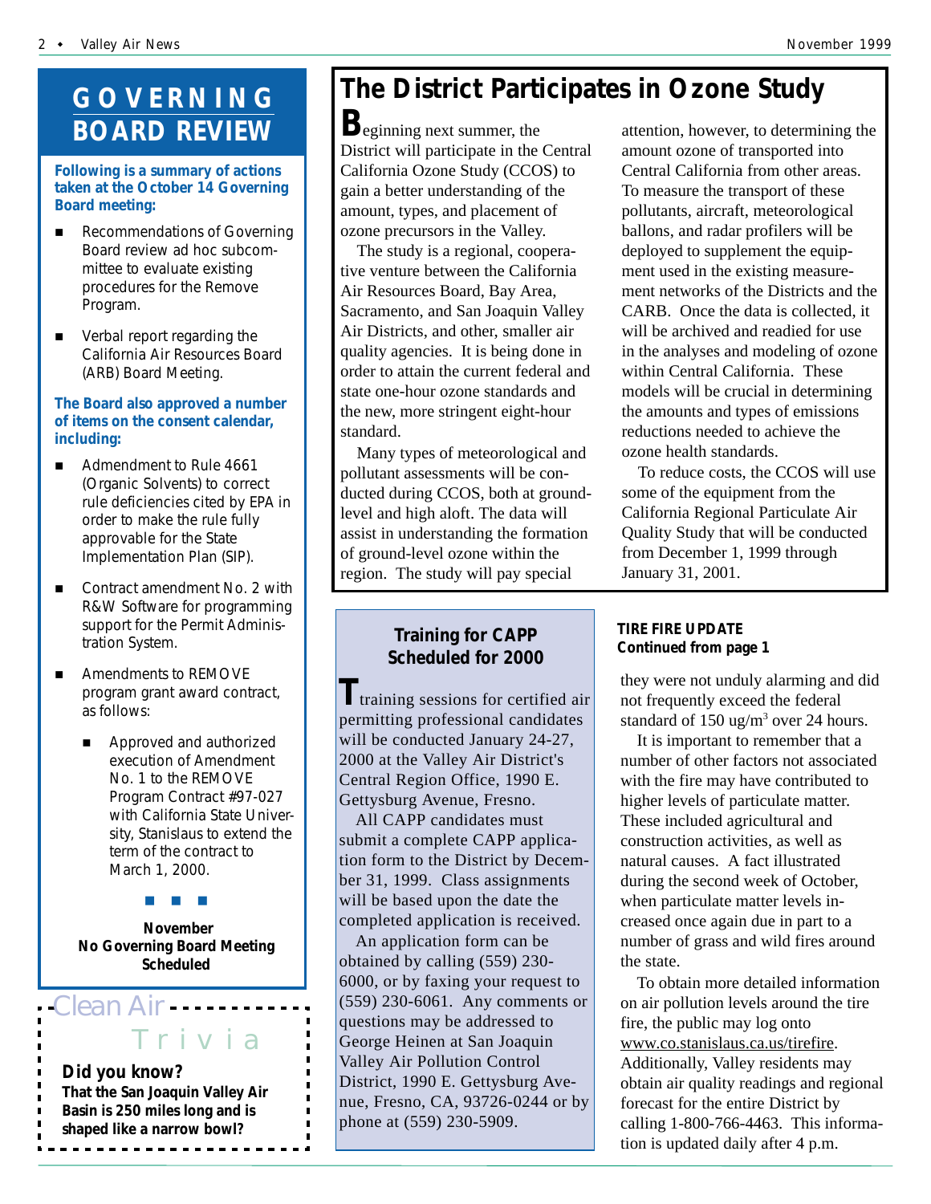## GOVERNING BOARD REVIEW

**Following is a summary of actions taken at the October 14 Governing Board meeting:**

- Recommendations of Governing Board review ad hoc subcommittee to evaluate existing procedures for the Remove Program.
- Verbal report regarding the California Air Resources Board (ARB) Board Meeting.

**The Board also approved a number of items on the consent calendar, including:**

- Admendment to Rule 4661 (Organic Solvents) to correct rule deficiencies cited by EPA in order to make the rule fully approvable for the State Implementation Plan (SIP).
- Contract amendment No. 2 with R&W Software for programming support for the Permit Administration System.
- Amendments to REMOVE program grant award contract, as follows:
  - Approved and authorized execution of Amendment No. 1 to the REMOVE Program Contract #97-027 with California State University, Stanislaus to extend the term of the contract to March 1, 2000.

■ ■ ■

**November No Governing Board Meeting Scheduled**

## Clean Air Trivia

**Did you know?**

**That the San Joaquin Valley Air Basin is 250 miles long and is shaped like a narrow bowl?**

# The District Participates in Ozone Study

Beginning next summer, the District will participate in the Central California Ozone Study (CCOS) to gain a better understanding of the amount, types, and placement of ozone precursors in the Valley.

The study is a regional, cooperative venture between the California Air Resources Board, Bay Area, Sacramento, and San Joaquin Valley Air Districts, and other, smaller air quality agencies. It is being done in order to attain the current federal and state one-hour ozone standards and the new, more stringent eight-hour standard.

Many types of meteorological and pollutant assessments will be conducted during CCOS, both at ground-level and high aloft. The data will assist in understanding the formation of ground-level ozone within the region. The study will pay special attention, however, to determining the amount ozone of transported into Central California from other areas. To measure the transport of these pollutants, aircraft, meteorological ballons, and radar profilers will be deployed to supplement the equipment used in the existing measurement networks of the Districts and the CARB. Once the data is collected, it will be archived and readied for use in the analyses and modeling of ozone within Central California. These models will be crucial in determining the amounts and types of emissions reductions needed to achieve the ozone health standards.

To reduce costs, the CCOS will use some of the equipment from the California Regional Particulate Air Quality Study that will be conducted from December 1, 1999 through January 31, 2001.

## Training for CAPP Scheduled for 2000

Ttraining sessions for certified air permitting professional candidates will be conducted January 24-27, 2000 at the Valley Air District's Central Region Office, 1990 E. Gettysburg Avenue, Fresno.

All CAPP candidates must submit a complete CAPP application form to the District by December 31, 1999. Class assignments will be based upon the date the completed application is received.

An application form can be obtained by calling (559) 230-6000, or by faxing your request to (559) 230-6061. Any comments or questions may be addressed to George Heinen at San Joaquin Valley Air Pollution Control District, 1990 E. Gettysburg Avenue, Fresno, CA, 93726-0244 or by phone at (559) 230-5909.

**TIRE FIRE UPDATE**
**Continued from page 1**

they were not unduly alarming and did not frequently exceed the federal standard of 150 ug/m$^3$ over 24 hours.

It is important to remember that a number of other factors not associated with the fire may have contributed to higher levels of particulate matter. These included agricultural and construction activities, as well as natural causes. A fact illustrated during the second week of October, when particulate matter levels increased once again due in part to a number of grass and wild fires around the state.

To obtain more detailed information on air pollution levels around the tire fire, the public may log onto www.co.stanislaus.ca.us/tirefire. Additionally, Valley residents may obtain air quality readings and regional forecast for the entire District by calling 1-800-766-4463. This information is updated daily after 4 p.m.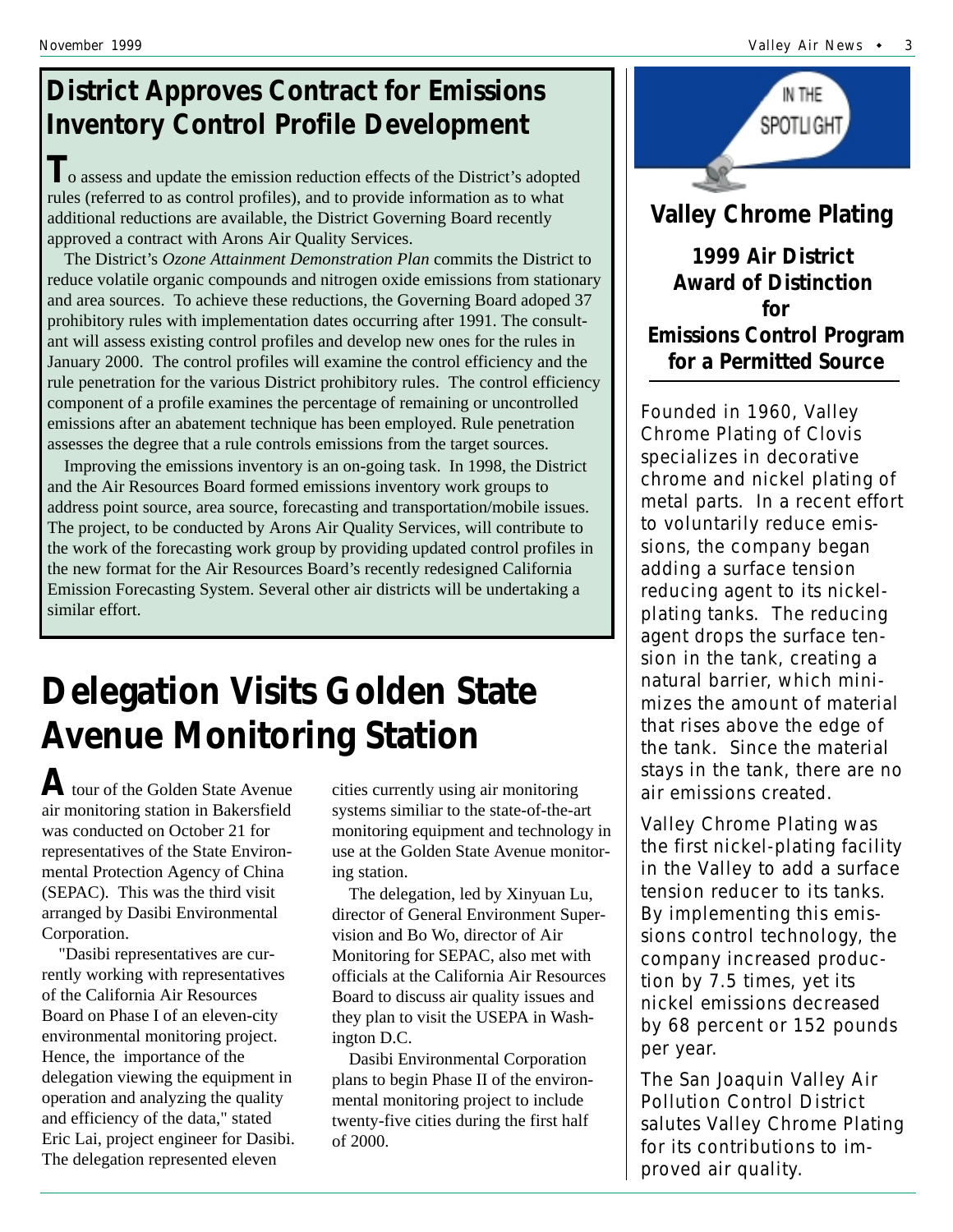## District Approves Contract for Emissions Inventory Control Profile Development

To assess and update the emission reduction effects of the District's adopted rules (referred to as control profiles), and to provide information as to what additional reductions are available, the District Governing Board recently approved a contract with Arons Air Quality Services.

The District's *Ozone Attainment Demonstration Plan* commits the District to reduce volatile organic compounds and nitrogen oxide emissions from stationary and area sources. To achieve these reductions, the Governing Board adoped 37 prohibitory rules with implementation dates occurring after 1991. The consultant will assess existing control profiles and develop new ones for the rules in January 2000. The control profiles will examine the control efficiency and the rule penetration for the various District prohibitory rules. The control efficiency component of a profile examines the percentage of remaining or uncontrolled emissions after an abatement technique has been employed. Rule penetration assesses the degree that a rule controls emissions from the target sources.

Improving the emissions inventory is an on-going task. In 1998, the District and the Air Resources Board formed emissions inventory work groups to address point source, area source, forecasting and transportation/mobile issues. The project, to be conducted by Arons Air Quality Services, will contribute to the work of the forecasting work group by providing updated control profiles in the new format for the Air Resources Board's recently redesigned California Emission Forecasting System. Several other air districts will be undertaking a similar effort.

# Delegation Visits Golden State Avenue Monitoring Station

A tour of the Golden State Avenue air monitoring station in Bakersfield was conducted on October 21 for representatives of the State Environmental Protection Agency of China (SEPAC). This was the third visit arranged by Dasibi Environmental Corporation.

"Dasibi representatives are currently working with representatives of the California Air Resources Board on Phase I of an eleven-city environmental monitoring project. Hence, the importance of the delegation viewing the equipment in operation and analyzing the quality and efficiency of the data," stated Eric Lai, project engineer for Dasibi. The delegation represented eleven cities currently using air monitoring systems similiar to the state-of-the-art monitoring equipment and technology in use at the Golden State Avenue monitoring station.

The delegation, led by Xinyuan Lu, director of General Environment Supervision and Bo Wo, director of Air Monitoring for SEPAC, also met with officials at the California Air Resources Board to discuss air quality issues and they plan to visit the USEPA in Washington D.C.

Dasibi Environmental Corporation plans to begin Phase II of the environmental monitoring project to include twenty-five cities during the first half of 2000.

IN THE SPOTLIGHT

## Valley Chrome Plating

### 1999 Air District Award of Distinction for Emissions Control Program for a Permitted Source

Founded in 1960, Valley Chrome Plating of Clovis specializes in decorative chrome and nickel plating of metal parts. In a recent effort to voluntarily reduce emissions, the company began adding a surface tension reducing agent to its nickel-plating tanks. The reducing agent drops the surface tension in the tank, creating a natural barrier, which minimizes the amount of material that rises above the edge of the tank. Since the material stays in the tank, there are no air emissions created.

Valley Chrome Plating was the first nickel-plating facility in the Valley to add a surface tension reducer to its tanks. By implementing this emissions control technology, the company increased production by 7.5 times, yet its nickel emissions decreased by 68 percent or 152 pounds per year.

The San Joaquin Valley Air Pollution Control District salutes Valley Chrome Plating for its contributions to improved air quality.